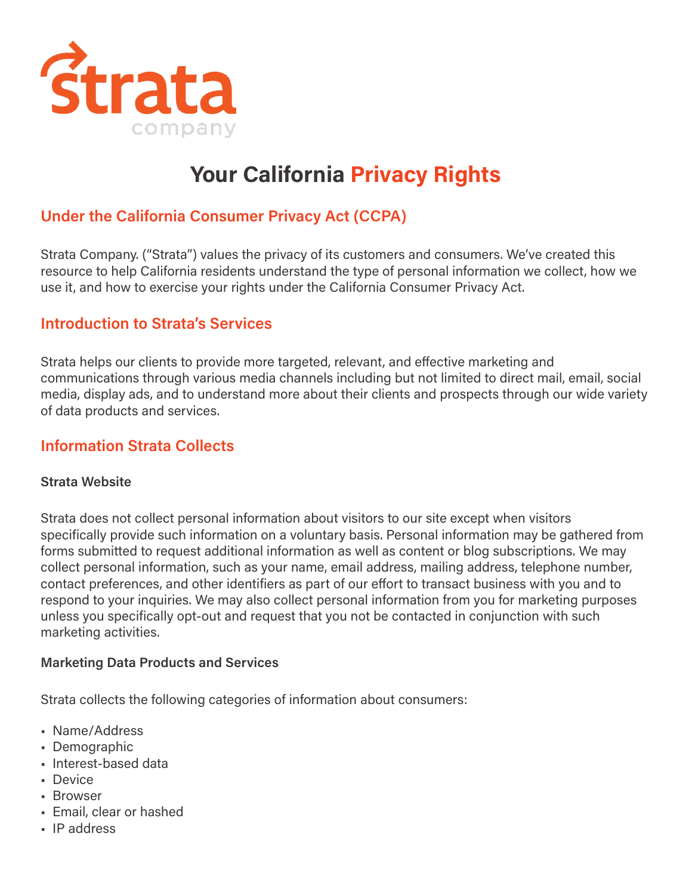strata company

# Your California Privacy Rights

## Under the California Consumer Privacy Act (CCPA)

Strata Company. ("Strata") values the privacy of its customers and consumers. We've created this resource to help California residents understand the type of personal information we collect, how we use it, and how to exercise your rights under the California Consumer Privacy Act.

## Introduction to Strata's Services

Strata helps our clients to provide more targeted, relevant, and effective marketing and communications through various media channels including but not limited to direct mail, email, social media, display ads, and to understand more about their clients and prospects through our wide variety of data products and services.

## Information Strata Collects

### Strata Website

Strata does not collect personal information about visitors to our site except when visitors specifically provide such information on a voluntary basis. Personal information may be gathered from forms submitted to request additional information as well as content or blog subscriptions. We may collect personal information, such as your name, email address, mailing address, telephone number, contact preferences, and other identifiers as part of our effort to transact business with you and to respond to your inquiries. We may also collect personal information from you for marketing purposes unless you specifically opt-out and request that you not be contacted in conjunction with such marketing activities.

### Marketing Data Products and Services

Strata collects the following categories of information about consumers:

- Name/Address
- Demographic
- Interest-based data
- Device
- Browser
- Email, clear or hashed
- IP address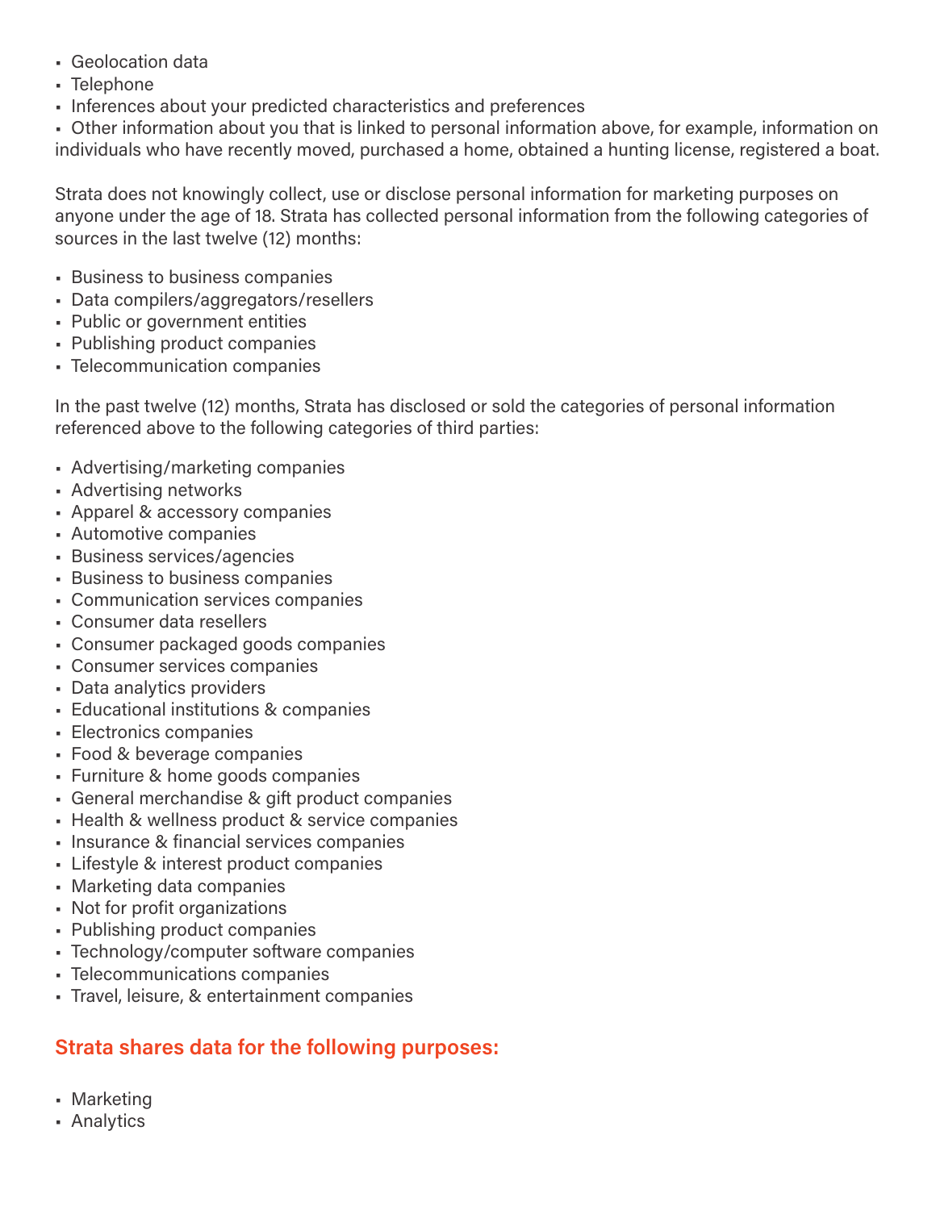- Geolocation data
- Telephone
- Inferences about your predicted characteristics and preferences
- Other information about you that is linked to personal information above, for example, information on individuals who have recently moved, purchased a home, obtained a hunting license, registered a boat.

Strata does not knowingly collect, use or disclose personal information for marketing purposes on anyone under the age of 18. Strata has collected personal information from the following categories of sources in the last twelve (12) months:

- Business to business companies
- Data compilers/aggregators/resellers
- Public or government entities
- Publishing product companies
- Telecommunication companies

In the past twelve (12) months, Strata has disclosed or sold the categories of personal information referenced above to the following categories of third parties:

- Advertising/marketing companies
- Advertising networks
- Apparel & accessory companies
- Automotive companies
- Business services/agencies
- Business to business companies
- Communication services companies
- Consumer data resellers
- Consumer packaged goods companies
- Consumer services companies
- Data analytics providers
- Educational institutions & companies
- Electronics companies
- Food & beverage companies
- Furniture & home goods companies
- General merchandise & gift product companies
- Health & wellness product & service companies
- Insurance & financial services companies
- Lifestyle & interest product companies
- Marketing data companies
- Not for profit organizations
- Publishing product companies
- Technology/computer software companies
- Telecommunications companies
- Travel, leisure, & entertainment companies

## Strata shares data for the following purposes:

- Marketing
- Analytics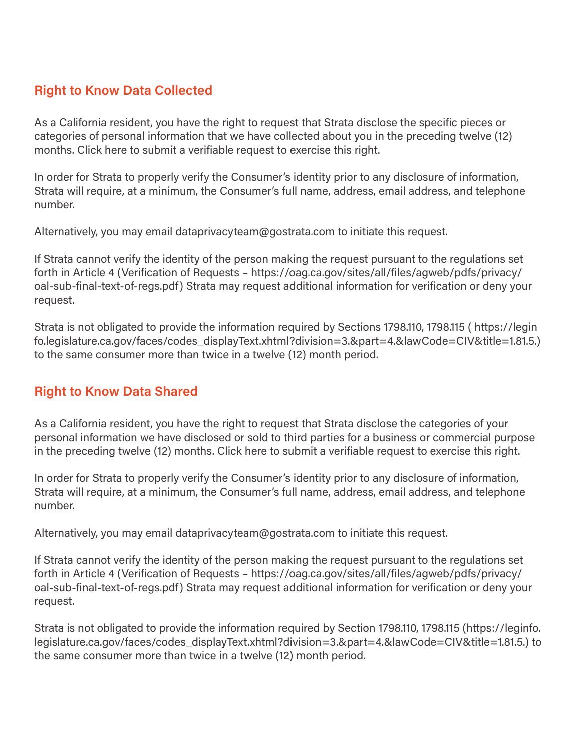## Right to Know Data Collected

As a California resident, you have the right to request that Strata disclose the specific pieces or categories of personal information that we have collected about you in the preceding twelve (12) months. Click here to submit a verifiable request to exercise this right.

In order for Strata to properly verify the Consumer's identity prior to any disclosure of information, Strata will require, at a minimum, the Consumer's full name, address, email address, and telephone number.

Alternatively, you may email dataprivacyteam@gostrata.com to initiate this request.

If Strata cannot verify the identity of the person making the request pursuant to the regulations set forth in Article 4 (Verification of Requests – https://oag.ca.gov/sites/all/files/agweb/pdfs/privacy/oal-sub-final-text-of-regs.pdf) Strata may request additional information for verification or deny your request.

Strata is not obligated to provide the information required by Sections 1798.110, 1798.115 ( https://leginfo.legislature.ca.gov/faces/codes_displayText.xhtml?division=3.&part=4.&lawCode=CIV&title=1.81.5.) to the same consumer more than twice in a twelve (12) month period.

## Right to Know Data Shared

As a California resident, you have the right to request that Strata disclose the categories of your personal information we have disclosed or sold to third parties for a business or commercial purpose in the preceding twelve (12) months. Click here to submit a verifiable request to exercise this right.

In order for Strata to properly verify the Consumer's identity prior to any disclosure of information, Strata will require, at a minimum, the Consumer's full name, address, email address, and telephone number.

Alternatively, you may email dataprivacyteam@gostrata.com to initiate this request.

If Strata cannot verify the identity of the person making the request pursuant to the regulations set forth in Article 4 (Verification of Requests – https://oag.ca.gov/sites/all/files/agweb/pdfs/privacy/oal-sub-final-text-of-regs.pdf) Strata may request additional information for verification or deny your request.

Strata is not obligated to provide the information required by Section 1798.110, 1798.115 (https://leginfo.legislature.ca.gov/faces/codes_displayText.xhtml?division=3.&part=4.&lawCode=CIV&title=1.81.5.) to the same consumer more than twice in a twelve (12) month period.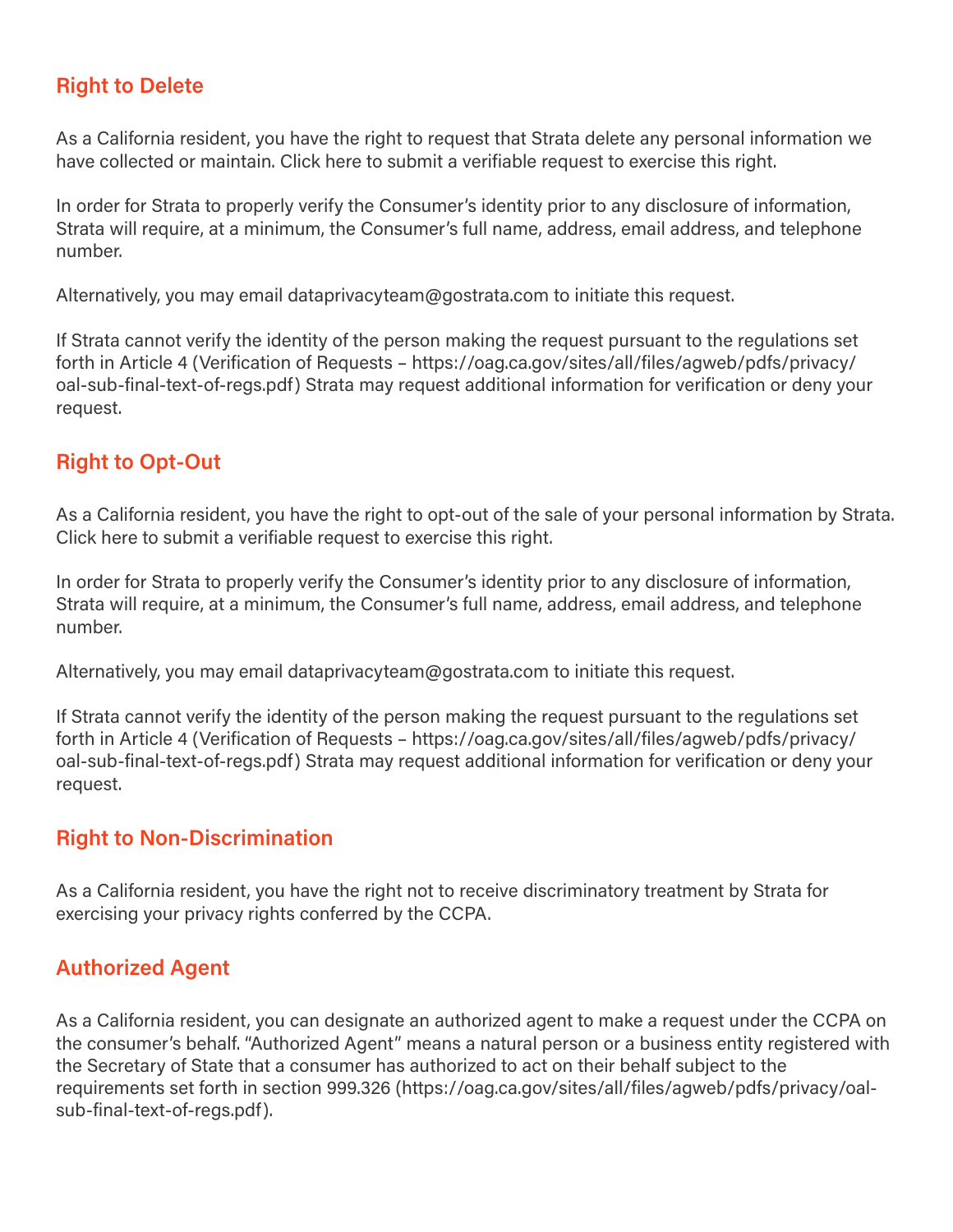## Right to Delete

As a California resident, you have the right to request that Strata delete any personal information we have collected or maintain. Click here to submit a verifiable request to exercise this right.

In order for Strata to properly verify the Consumer's identity prior to any disclosure of information, Strata will require, at a minimum, the Consumer's full name, address, email address, and telephone number.

Alternatively, you may email dataprivacyteam@gostrata.com to initiate this request.

If Strata cannot verify the identity of the person making the request pursuant to the regulations set forth in Article 4 (Verification of Requests – https://oag.ca.gov/sites/all/files/agweb/pdfs/privacy/oal-sub-final-text-of-regs.pdf) Strata may request additional information for verification or deny your request.

## Right to Opt-Out

As a California resident, you have the right to opt-out of the sale of your personal information by Strata. Click here to submit a verifiable request to exercise this right.

In order for Strata to properly verify the Consumer's identity prior to any disclosure of information, Strata will require, at a minimum, the Consumer's full name, address, email address, and telephone number.

Alternatively, you may email dataprivacyteam@gostrata.com to initiate this request.

If Strata cannot verify the identity of the person making the request pursuant to the regulations set forth in Article 4 (Verification of Requests – https://oag.ca.gov/sites/all/files/agweb/pdfs/privacy/oal-sub-final-text-of-regs.pdf) Strata may request additional information for verification or deny your request.

## Right to Non-Discrimination

As a California resident, you have the right not to receive discriminatory treatment by Strata for exercising your privacy rights conferred by the CCPA.

## Authorized Agent

As a California resident, you can designate an authorized agent to make a request under the CCPA on the consumer's behalf. "Authorized Agent" means a natural person or a business entity registered with the Secretary of State that a consumer has authorized to act on their behalf subject to the requirements set forth in section 999.326 (https://oag.ca.gov/sites/all/files/agweb/pdfs/privacy/oal-sub-final-text-of-regs.pdf).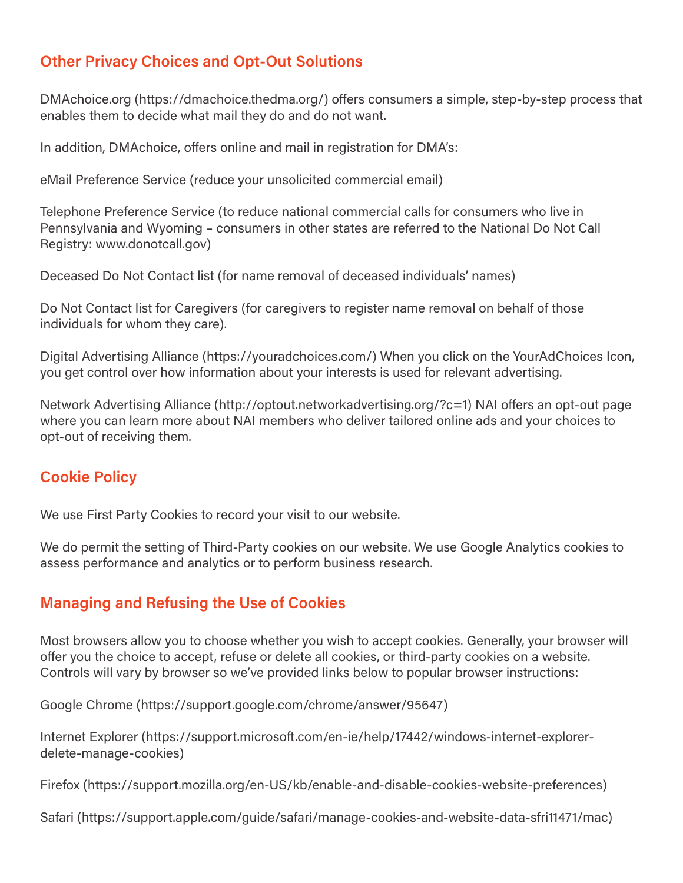## Other Privacy Choices and Opt-Out Solutions

DMAchoice.org (https://dmachoice.thedma.org/) offers consumers a simple, step-by-step process that enables them to decide what mail they do and do not want.

In addition, DMAchoice, offers online and mail in registration for DMA's:

eMail Preference Service (reduce your unsolicited commercial email)

Telephone Preference Service (to reduce national commercial calls for consumers who live in Pennsylvania and Wyoming – consumers in other states are referred to the National Do Not Call Registry: www.donotcall.gov)

Deceased Do Not Contact list (for name removal of deceased individuals' names)

Do Not Contact list for Caregivers (for caregivers to register name removal on behalf of those individuals for whom they care).

Digital Advertising Alliance (https://youradchoices.com/) When you click on the YourAdChoices Icon, you get control over how information about your interests is used for relevant advertising.

Network Advertising Alliance (http://optout.networkadvertising.org/?c=1) NAI offers an opt-out page where you can learn more about NAI members who deliver tailored online ads and your choices to opt-out of receiving them.

## Cookie Policy

We use First Party Cookies to record your visit to our website.

We do permit the setting of Third-Party cookies on our website. We use Google Analytics cookies to assess performance and analytics or to perform business research.

## Managing and Refusing the Use of Cookies

Most browsers allow you to choose whether you wish to accept cookies. Generally, your browser will offer you the choice to accept, refuse or delete all cookies, or third-party cookies on a website. Controls will vary by browser so we've provided links below to popular browser instructions:

Google Chrome (https://support.google.com/chrome/answer/95647)

Internet Explorer (https://support.microsoft.com/en-ie/help/17442/windows-internet-explorer-delete-manage-cookies)

Firefox (https://support.mozilla.org/en-US/kb/enable-and-disable-cookies-website-preferences)

Safari (https://support.apple.com/guide/safari/manage-cookies-and-website-data-sfri11471/mac)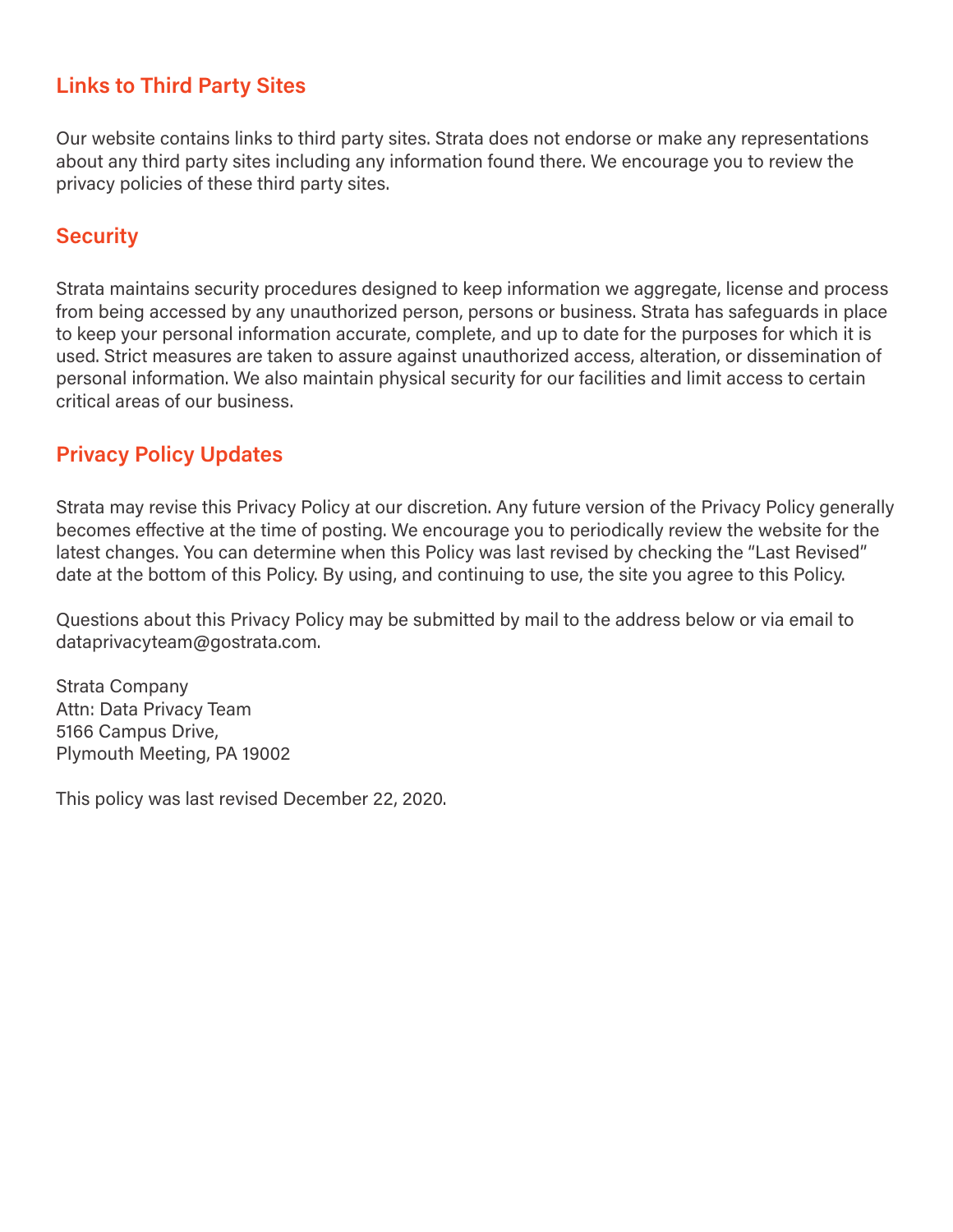## Links to Third Party Sites

Our website contains links to third party sites. Strata does not endorse or make any representations about any third party sites including any information found there. We encourage you to review the privacy policies of these third party sites.

## Security

Strata maintains security procedures designed to keep information we aggregate, license and process from being accessed by any unauthorized person, persons or business. Strata has safeguards in place to keep your personal information accurate, complete, and up to date for the purposes for which it is used. Strict measures are taken to assure against unauthorized access, alteration, or dissemination of personal information. We also maintain physical security for our facilities and limit access to certain critical areas of our business.

## Privacy Policy Updates

Strata may revise this Privacy Policy at our discretion. Any future version of the Privacy Policy generally becomes effective at the time of posting. We encourage you to periodically review the website for the latest changes. You can determine when this Policy was last revised by checking the "Last Revised" date at the bottom of this Policy. By using, and continuing to use, the site you agree to this Policy.

Questions about this Privacy Policy may be submitted by mail to the address below or via email to dataprivacyteam@gostrata.com.

Strata Company
Attn: Data Privacy Team
5166 Campus Drive,
Plymouth Meeting, PA 19002

This policy was last revised December 22, 2020.